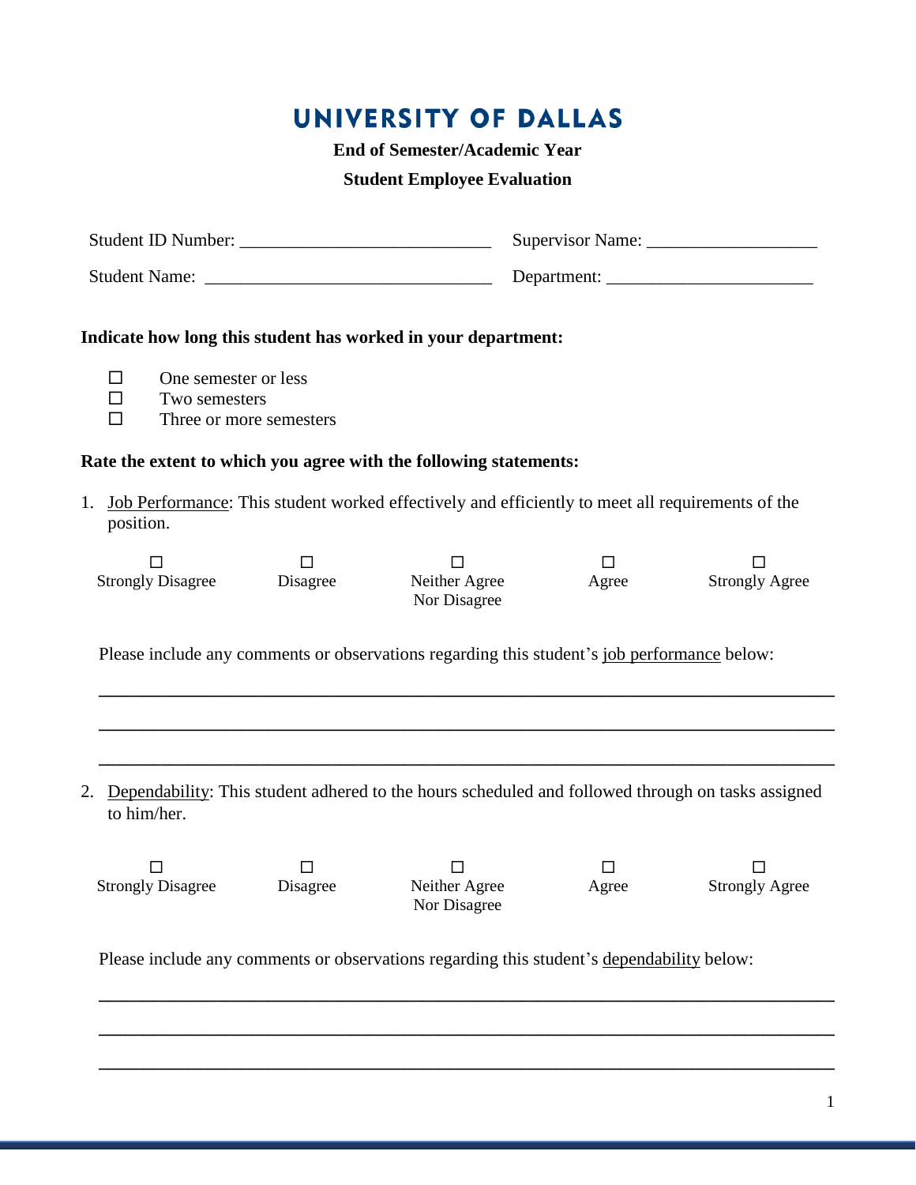# UNIVERSITY OF DALLAS

**End of Semester/Academic Year**

**Student Employee Evaluation**

Student ID Number: ___________________________ Supervisor Name: __________________

Student Name: _______________________________ Department: ______________________

**Indicate how long this student has worked in your department:**

- ☐ One semester or less
- ☐ Two semesters
- ☐ Three or more semesters

**Rate the extent to which you agree with the following statements:**

1. Job Performance: This student worked effectively and efficiently to meet all requirements of the position.

| ☐ | ☐ | ☐ | ☐ | ☐ |
|---|---|---|---|---|
| Strongly Disagree | Disagree | Neither Agree Nor Disagree | Agree | Strongly Agree |

Please include any comments or observations regarding this student's job performance below:

_______________________________________________________________________________

_______________________________________________________________________________

_______________________________________________________________________________

2. Dependability: This student adhered to the hours scheduled and followed through on tasks assigned to him/her.

| ☐ | ☐ | ☐ | ☐ | ☐ |
|---|---|---|---|---|
| Strongly Disagree | Disagree | Neither Agree Nor Disagree | Agree | Strongly Agree |

Please include any comments or observations regarding this student's dependability below:

_______________________________________________________________________________

_______________________________________________________________________________

_______________________________________________________________________________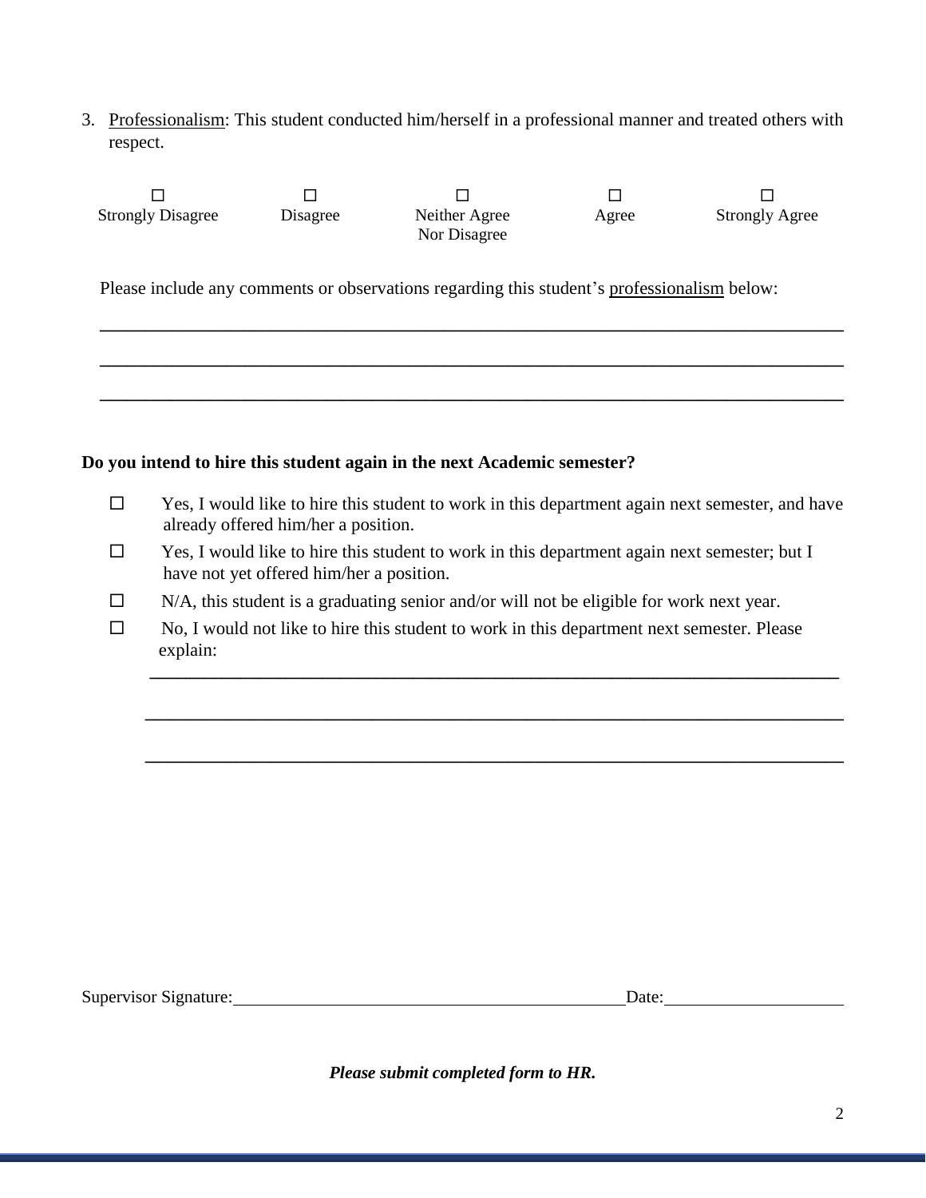3. Professionalism: This student conducted him/herself in a professional manner and treated others with respect.

| ☐ | ☐ | ☐ | ☐ | ☐ |
|---|---|---|---|---|
| Strongly Disagree | Disagree | Neither Agree Nor Disagree | Agree | Strongly Agree |

Please include any comments or observations regarding this student's professionalism below:

\_\_\_\_\_\_\_\_\_\_\_\_\_\_\_\_\_\_\_\_\_\_\_\_\_\_\_\_\_\_\_\_\_\_\_\_\_\_\_\_\_\_\_\_\_\_\_\_\_\_\_\_\_\_\_\_\_\_\_\_\_\_\_\_\_\_\_\_\_\_

\_\_\_\_\_\_\_\_\_\_\_\_\_\_\_\_\_\_\_\_\_\_\_\_\_\_\_\_\_\_\_\_\_\_\_\_\_\_\_\_\_\_\_\_\_\_\_\_\_\_\_\_\_\_\_\_\_\_\_\_\_\_\_\_\_\_\_\_\_\_

\_\_\_\_\_\_\_\_\_\_\_\_\_\_\_\_\_\_\_\_\_\_\_\_\_\_\_\_\_\_\_\_\_\_\_\_\_\_\_\_\_\_\_\_\_\_\_\_\_\_\_\_\_\_\_\_\_\_\_\_\_\_\_\_\_\_\_\_\_\_

**Do you intend to hire this student again in the next Academic semester?**

- ☐ Yes, I would like to hire this student to work in this department again next semester, and have already offered him/her a position.
- ☐ Yes, I would like to hire this student to work in this department again next semester; but I have not yet offered him/her a position.
- ☐ N/A, this student is a graduating senior and/or will not be eligible for work next year.
- ☐ No, I would not like to hire this student to work in this department next semester. Please explain:

\_\_\_\_\_\_\_\_\_\_\_\_\_\_\_\_\_\_\_\_\_\_\_\_\_\_\_\_\_\_\_\_\_\_\_\_\_\_\_\_\_\_\_\_\_\_\_\_\_\_\_\_\_\_\_\_\_\_\_\_\_\_\_\_\_\_\_\_

\_\_\_\_\_\_\_\_\_\_\_\_\_\_\_\_\_\_\_\_\_\_\_\_\_\_\_\_\_\_\_\_\_\_\_\_\_\_\_\_\_\_\_\_\_\_\_\_\_\_\_\_\_\_\_\_\_\_\_\_\_\_\_\_\_\_\_\_

\_\_\_\_\_\_\_\_\_\_\_\_\_\_\_\_\_\_\_\_\_\_\_\_\_\_\_\_\_\_\_\_\_\_\_\_\_\_\_\_\_\_\_\_\_\_\_\_\_\_\_\_\_\_\_\_\_\_\_\_\_\_\_\_\_\_\_\_

Supervisor Signature:\_\_\_\_\_\_\_\_\_\_\_\_\_\_\_\_\_\_\_\_\_\_\_\_\_\_\_\_\_\_\_\_\_\_\_\_\_\_\_\_ Date:\_\_\_\_\_\_\_\_\_\_\_\_\_\_\_\_\_\_

***Please submit completed form to HR.***